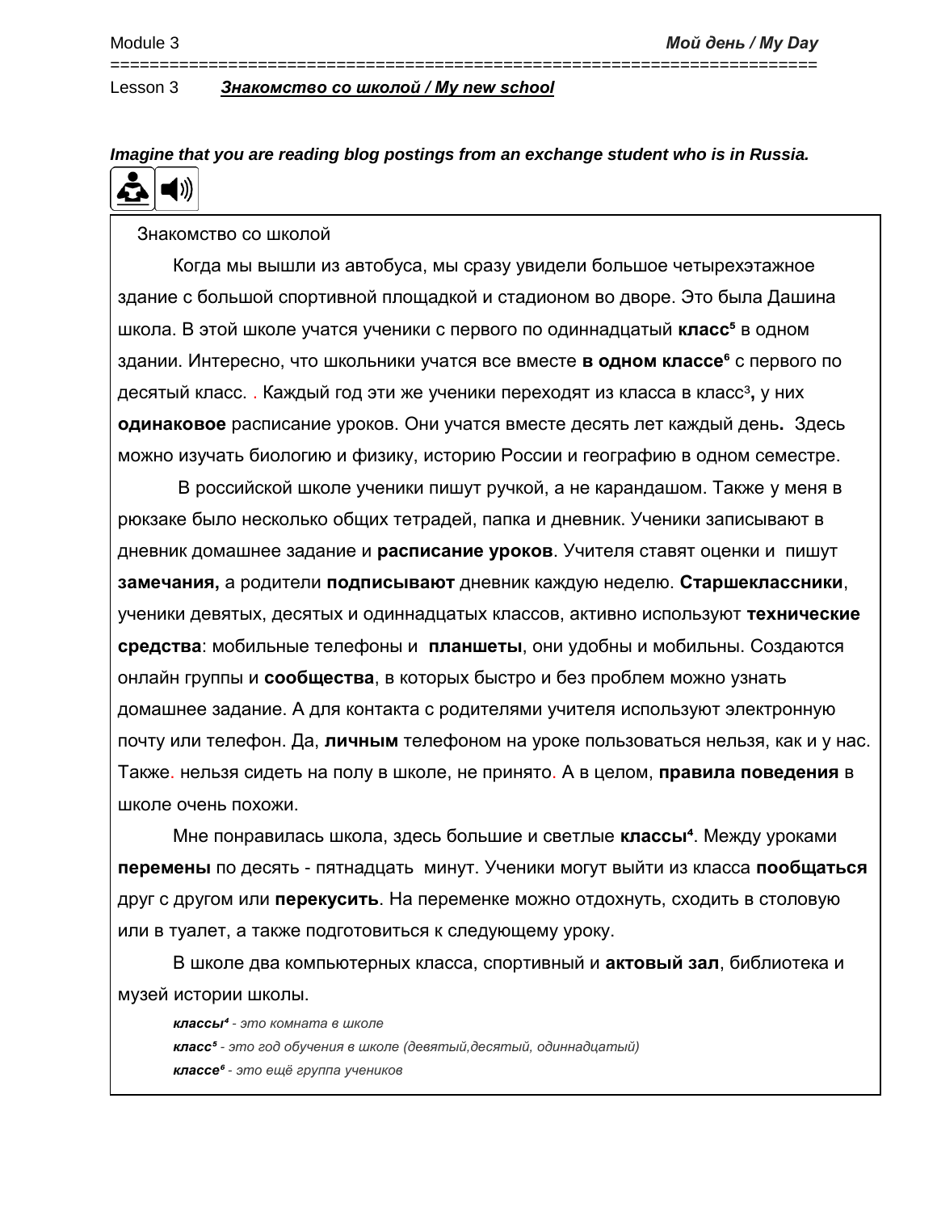Module 3 **Мой день / My Day**

Lesson 3 ***Знакомство со школой / My new school***

***Imagine that you are reading blog postings from an exchange student who is in Russia.***

Знакомство со школой

Когда мы вышли из автобуса, мы сразу увидели большое четырехэтажное здание с большой спортивной площадкой и стадионом во дворе. Это была Дашина школа. В этой школе учатся ученики с первого по одиннадцатый **класс**[5] в одном здании. Интересно, что школьники учатся все вместе **в одном классе**[6] с первого по десятый класс. . Каждый год эти же ученики переходят из класса в класс[3]**,** у них **одинаковое** расписание уроков. Они учатся вместе десять лет каждый день**.** Здесь можно изучать биологию и физику, историю России и географию в одном семестре.

В российской школе ученики пишут ручкой, а не карандашом. Также у меня в рюкзаке было несколько общих тетрадей, папка и дневник. Ученики записывают в дневник домашнее задание и **расписание уроков**. Учителя ставят оценки и пишут **замечания,** а родители **подписывают** дневник каждую неделю. **Старшеклассники**, ученики девятых, десятых и одиннадцатых классов, активно используют **технические средства**: мобильные телефоны и **планшеты**, они удобны и мобильны. Создаются онлайн группы и **сообщества**, в которых быстро и без проблем можно узнать домашнее задание. А для контакта с родителями учителя используют электронную почту или телефон. Да, **личным** телефоном на уроке пользоваться нельзя, как и у нас. Также. нельзя сидеть на полу в школе, не принято. А в целом, **правила поведения** в школе очень похожи.

Мне понравилась школа, здесь большие и светлые **классы**[4]. Между уроками **перемены** по десять - пятнадцать минут. Ученики могут выйти из класса **пообщаться** друг с другом или **перекусить**. На переменке можно отдохнуть, сходить в столовую или в туалет, а также подготовиться к следующему уроку.

В школе два компьютерных класса, спортивный и **актовый зал**, библиотека и музей истории школы.

***классы***[4] *- это комната в школе*

***класс***[5] *- это год обучения в школе (девятый,десятый, одиннадцатый)*

***классе***[6] *- это ещё группа учеников*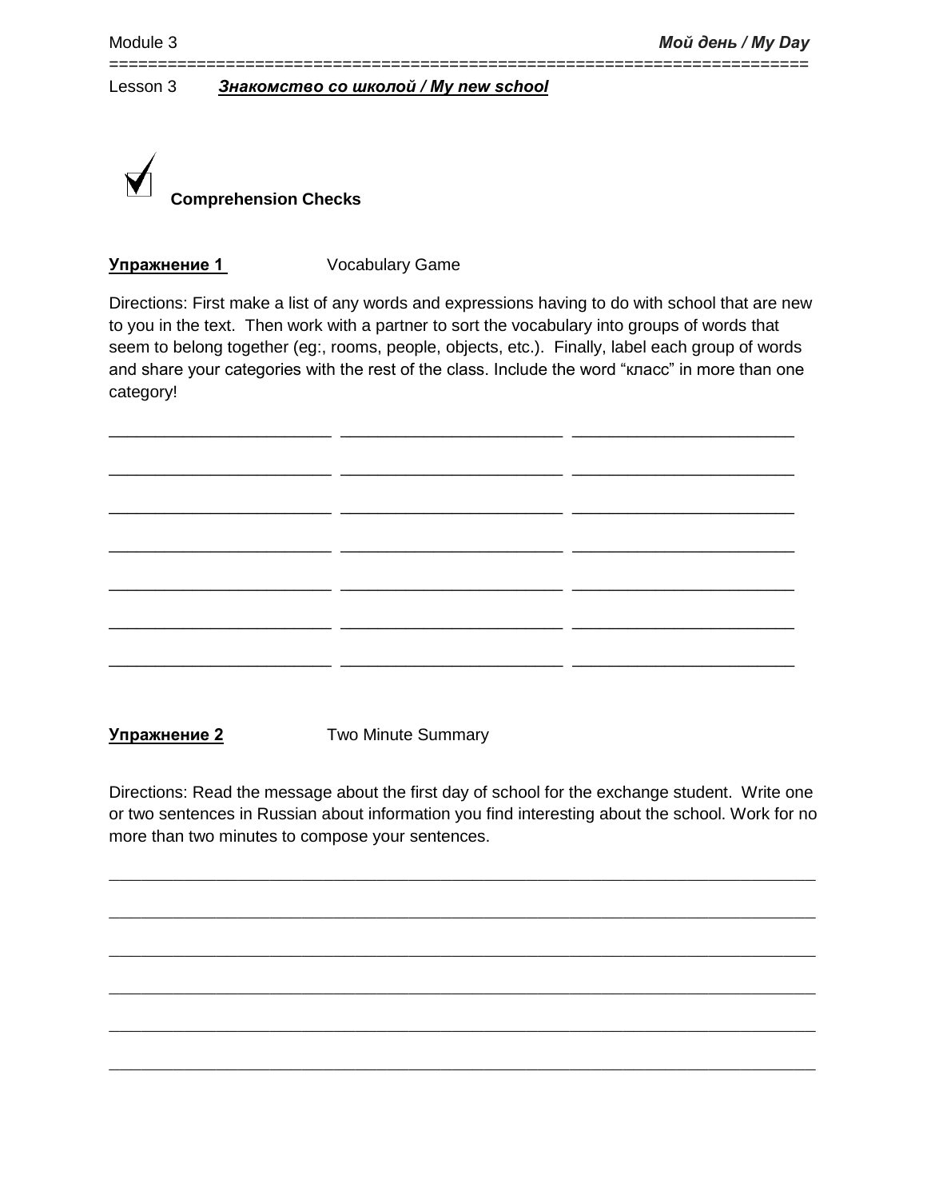Module 3 — *Мой день / My Day*

Lesson 3 ***Знакомство со школой / My new school***

**Comprehension Checks**

**Упражнение 1** Vocabulary Game

Directions: First make a list of any words and expressions having to do with school that are new to you in the text. Then work with a partner to sort the vocabulary into groups of words that seem to belong together (eg:, rooms, people, objects, etc.). Finally, label each group of words and share your categories with the rest of the class. Include the word “класс” in more than one category!

_______________________ _______________________ _______________________

_______________________ _______________________ _______________________

_______________________ _______________________ _______________________

_______________________ _______________________ _______________________

_______________________ _______________________ _______________________

_______________________ _______________________ _______________________

_______________________ _______________________ _______________________

**Упражнение 2** Two Minute Summary

Directions: Read the message about the first day of school for the exchange student. Write one or two sentences in Russian about information you find interesting about the school. Work for no more than two minutes to compose your sentences.

___________________________________________________________________________

___________________________________________________________________________

___________________________________________________________________________

___________________________________________________________________________

___________________________________________________________________________

___________________________________________________________________________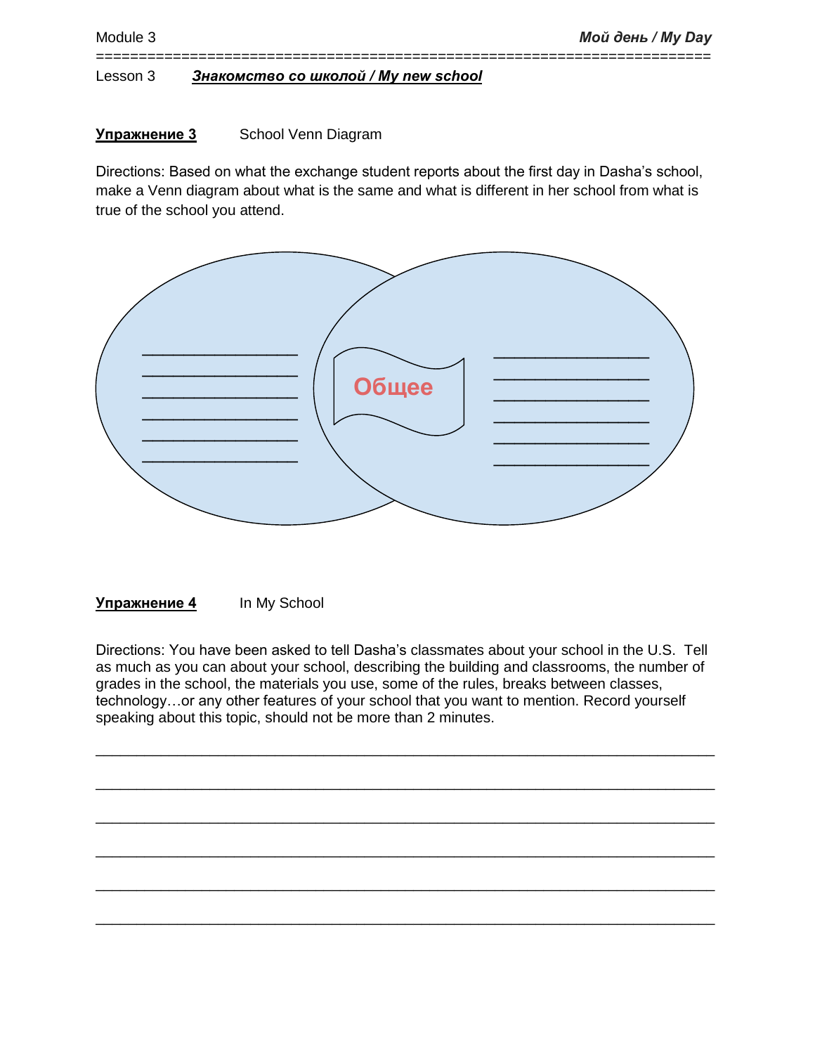Lesson 3 ***Знакомство со школой / My new school***

**Упражнение 3** School Venn Diagram

Directions: Based on what the exchange student reports about the first day in Dasha's school, make a Venn diagram about what is the same and what is different in her school from what is true of the school you attend.

Общее

**Упражнение 4** In My School

Directions: You have been asked to tell Dasha's classmates about your school in the U.S. Tell as much as you can about your school, describing the building and classrooms, the number of grades in the school, the materials you use, some of the rules, breaks between classes, technology…or any other features of your school that you want to mention. Record yourself speaking about this topic, should not be more than 2 minutes.

______________________________________________________________________

______________________________________________________________________

______________________________________________________________________

______________________________________________________________________

______________________________________________________________________

______________________________________________________________________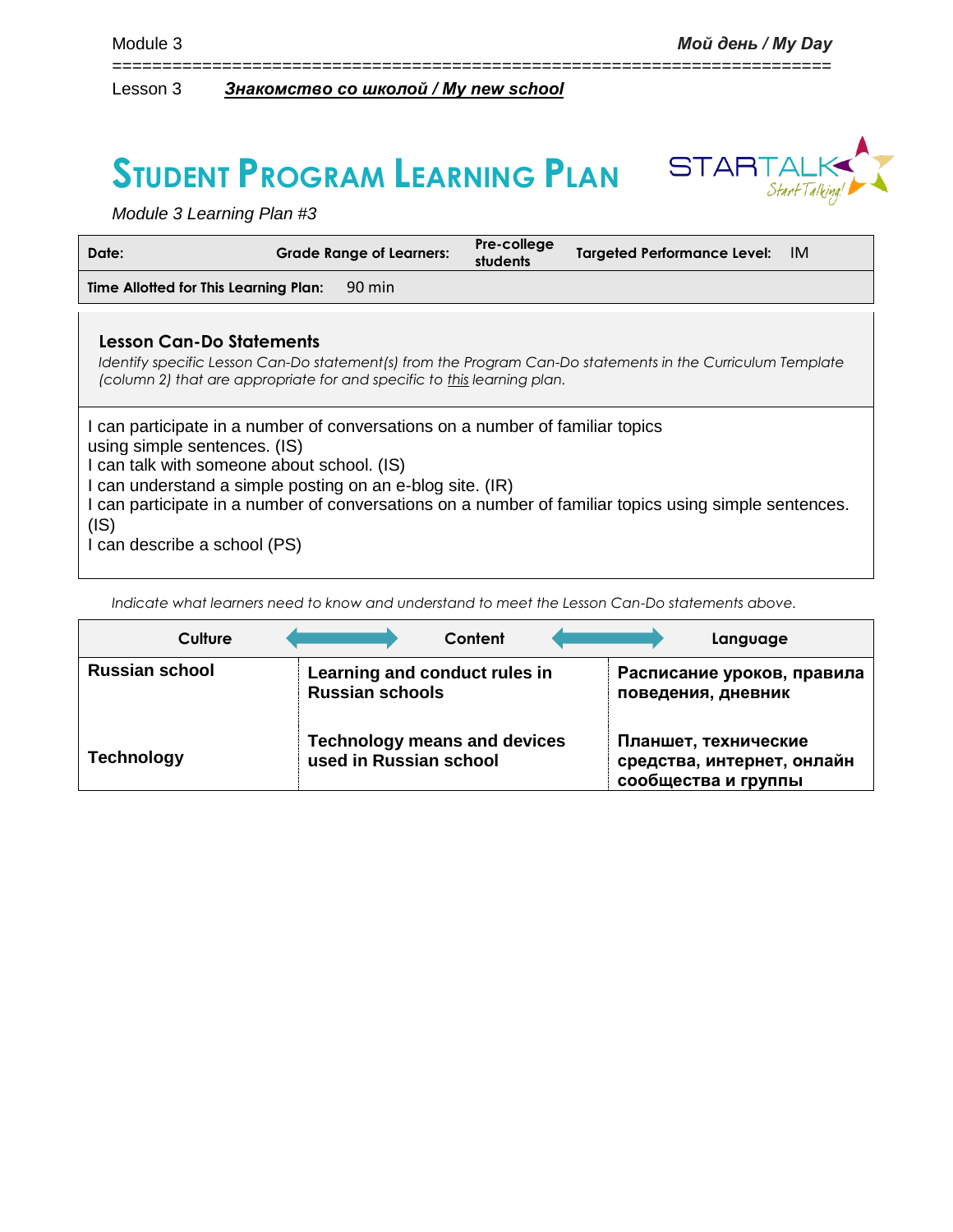Module 3 | ***Мой день / My Day***

Lesson 3 ***Знакомство со школой / My new school***

# STUDENT PROGRAM LEARNING PLAN

*Module 3 Learning Plan #3*

| **Date:** | **Grade Range of Learners:** | **Pre-college students** | **Targeted Performance Level:** | IM |
|---|---|---|---|---|
| **Time Allotted for This Learning Plan:** | 90 min | | | |

### Lesson Can-Do Statements

*Identify specific Lesson Can-Do statement(s) from the Program Can-Do statements in the Curriculum Template (column 2) that are appropriate for and specific to this learning plan.*

I can participate in a number of conversations on a number of familiar topics using simple sentences. (IS)
I can talk with someone about school. (IS)
I can understand a simple posting on an e-blog site. (IR)
I can participate in a number of conversations on a number of familiar topics using simple sentences. (IS)
I can describe a school (PS)

*Indicate what learners need to know and understand to meet the Lesson Can-Do statements above.*

| Culture | Content | Language |
|---|---|---|
| **Russian school** | **Learning and conduct rules in Russian schools** | **Расписание уроков, правила поведения, дневник** |
| **Technology** | **Technology means and devices used in Russian school** | **Планшет, технические средства, интернет, онлайн сообщества и группы** |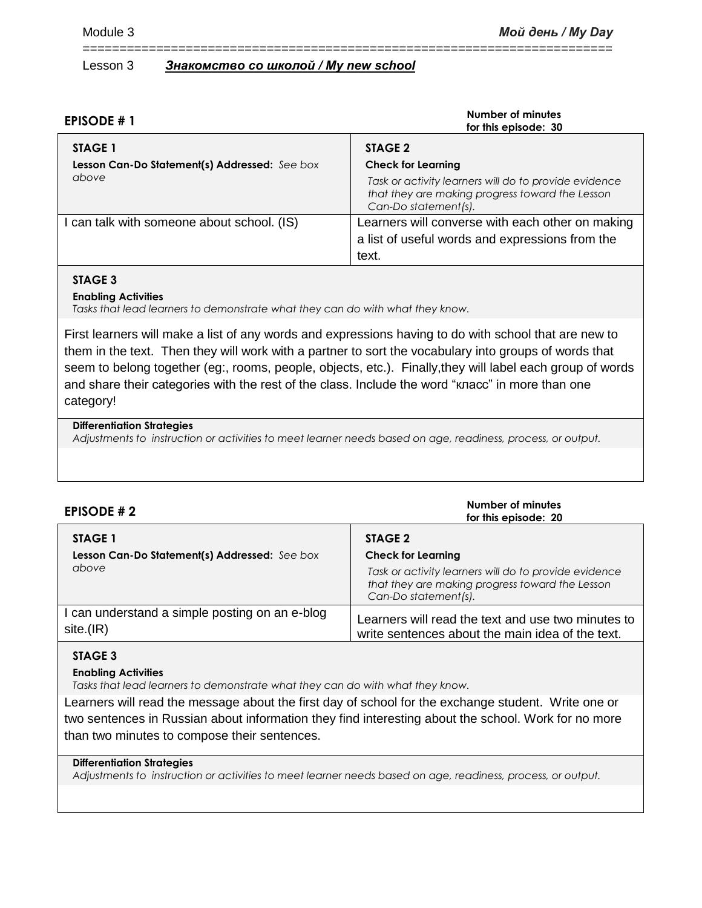Module 3 **_Мой день / My Day_**

Lesson 3 ***<u>Знакомство со школой / My new school</u>***

## EPISODE # 1

**Number of minutes for this episode: 30**

| **STAGE 1**<br>**Lesson Can-Do Statement(s) Addressed:** *See box above* | **STAGE 2**<br>**Check for Learning**<br>*Task or activity learners will do to provide evidence that they are making progress toward the Lesson Can-Do statement(s).* |
|---|---|
| I can talk with someone about school. (IS) | Learners will converse with each other on making a list of useful words and expressions from the text. |

**STAGE 3**

**Enabling Activities**

*Tasks that lead learners to demonstrate what they can do with what they know.*

First learners will make a list of any words and expressions having to do with school that are new to them in the text. Then they will work with a partner to sort the vocabulary into groups of words that seem to belong together (eg:, rooms, people, objects, etc.). Finally,they will label each group of words and share their categories with the rest of the class. Include the word "класс" in more than one category!

**Differentiation Strategies**

*Adjustments to instruction or activities to meet learner needs based on age, readiness, process, or output.*

## EPISODE # 2

**Number of minutes for this episode: 20**

| **STAGE 1**<br>**Lesson Can-Do Statement(s) Addressed:** *See box above* | **STAGE 2**<br>**Check for Learning**<br>*Task or activity learners will do to provide evidence that they are making progress toward the Lesson Can-Do statement(s).* |
|---|---|
| I can understand a simple posting on an e-blog site.(IR) | Learners will read the text and use two minutes to write sentences about the main idea of the text. |

**STAGE 3**

**Enabling Activities**

*Tasks that lead learners to demonstrate what they can do with what they know.*

Learners will read the message about the first day of school for the exchange student. Write one or two sentences in Russian about information they find interesting about the school. Work for no more than two minutes to compose their sentences.

**Differentiation Strategies**

*Adjustments to instruction or activities to meet learner needs based on age, readiness, process, or output.*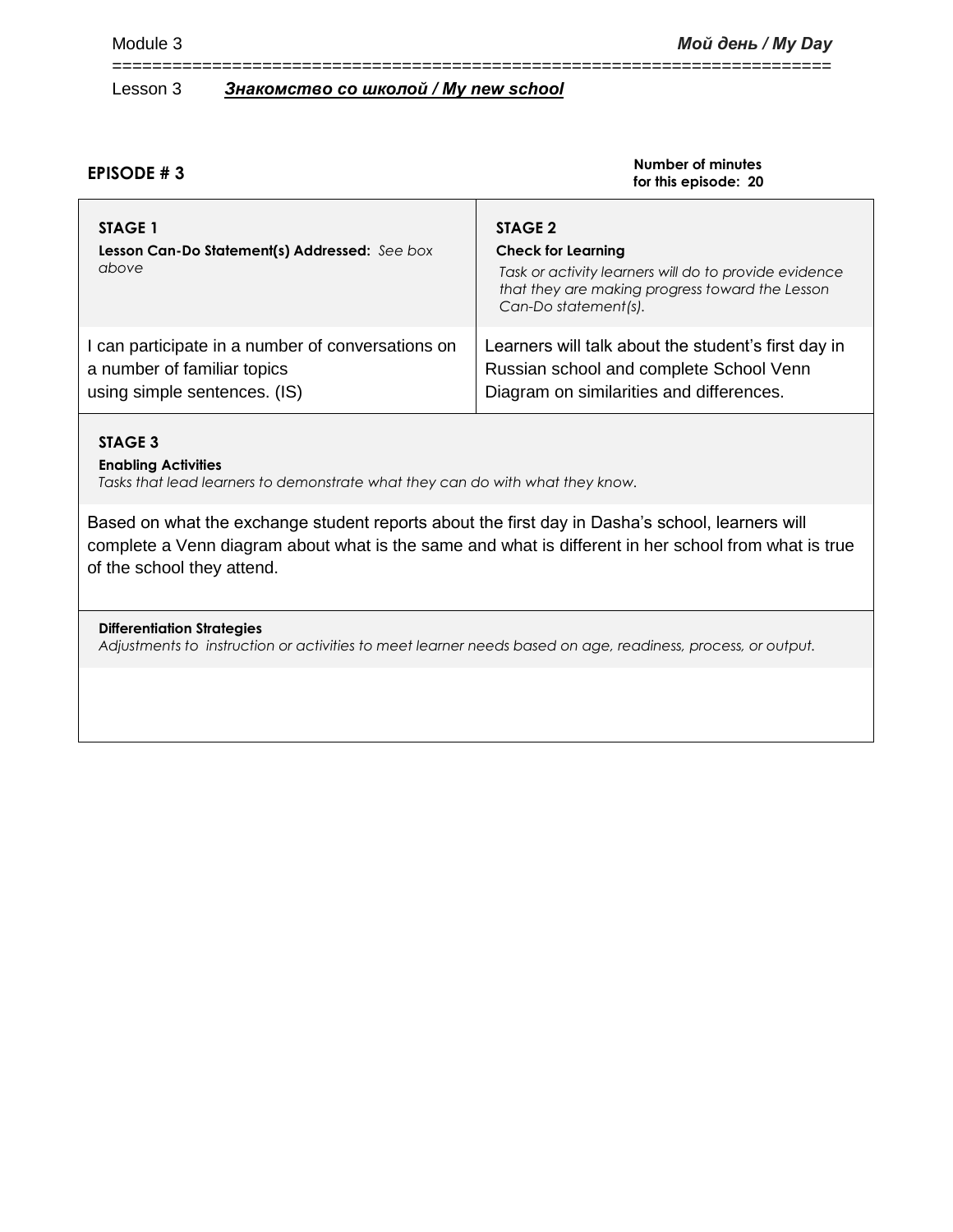Lesson 3 ***Знакомство со школой / My new school***

**EPISODE # 3**

**Number of minutes for this episode: 20**

| **STAGE 1**<br>**Lesson Can-Do Statement(s) Addressed:** *See box above* | **STAGE 2**<br>**Check for Learning**<br>*Task or activity learners will do to provide evidence that they are making progress toward the Lesson Can-Do statement(s).* |
|---|---|
| I can participate in a number of conversations on a number of familiar topics using simple sentences. (IS) | Learners will talk about the student's first day in Russian school and complete School Venn Diagram on similarities and differences. |

**STAGE 3**

**Enabling Activities**

*Tasks that lead learners to demonstrate what they can do with what they know.*

Based on what the exchange student reports about the first day in Dasha's school, learners will complete a Venn diagram about what is the same and what is different in her school from what is true of the school they attend.

**Differentiation Strategies**

*Adjustments to instruction or activities to meet learner needs based on age, readiness, process, or output.*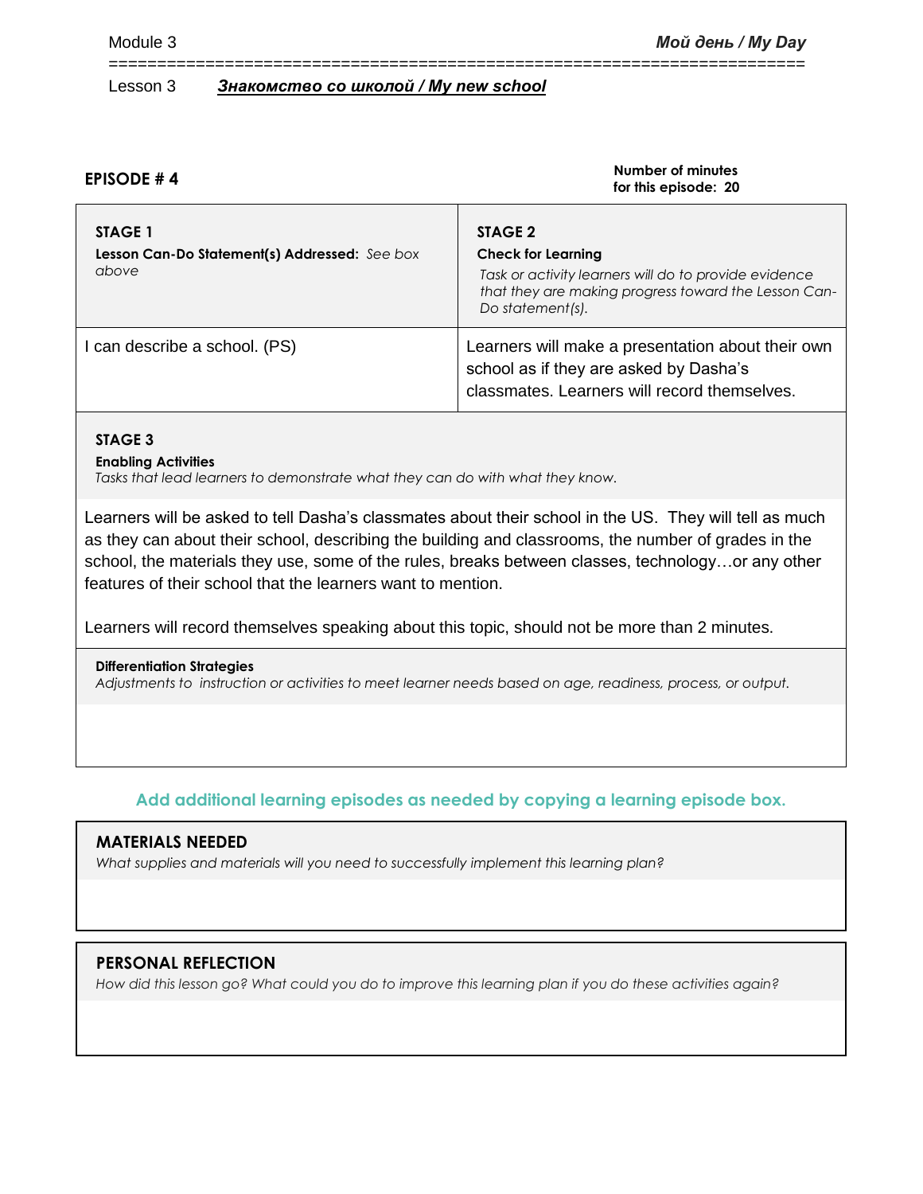Lesson 3 ***Знакомство со школой / My new school***

**EPISODE # 4**

**Number of minutes for this episode: 20**

| **STAGE 1** **Lesson Can-Do Statement(s) Addressed:** *See box above* | **STAGE 2** **Check for Learning** *Task or activity learners will do to provide evidence that they are making progress toward the Lesson Can-Do statement(s).* |
|---|---|
| I can describe a school. (PS) | Learners will make a presentation about their own school as if they are asked by Dasha's classmates. Learners will record themselves. |

**STAGE 3**

**Enabling Activities**

*Tasks that lead learners to demonstrate what they can do with what they know.*

Learners will be asked to tell Dasha's classmates about their school in the US. They will tell as much as they can about their school, describing the building and classrooms, the number of grades in the school, the materials they use, some of the rules, breaks between classes, technology…or any other features of their school that the learners want to mention.

Learners will record themselves speaking about this topic, should not be more than 2 minutes.

**Differentiation Strategies**

*Adjustments to instruction or activities to meet learner needs based on age, readiness, process, or output.*

**Add additional learning episodes as needed by copying a learning episode box.**

## MATERIALS NEEDED

*What supplies and materials will you need to successfully implement this learning plan?*

## PERSONAL REFLECTION

*How did this lesson go? What could you do to improve this learning plan if you do these activities again?*